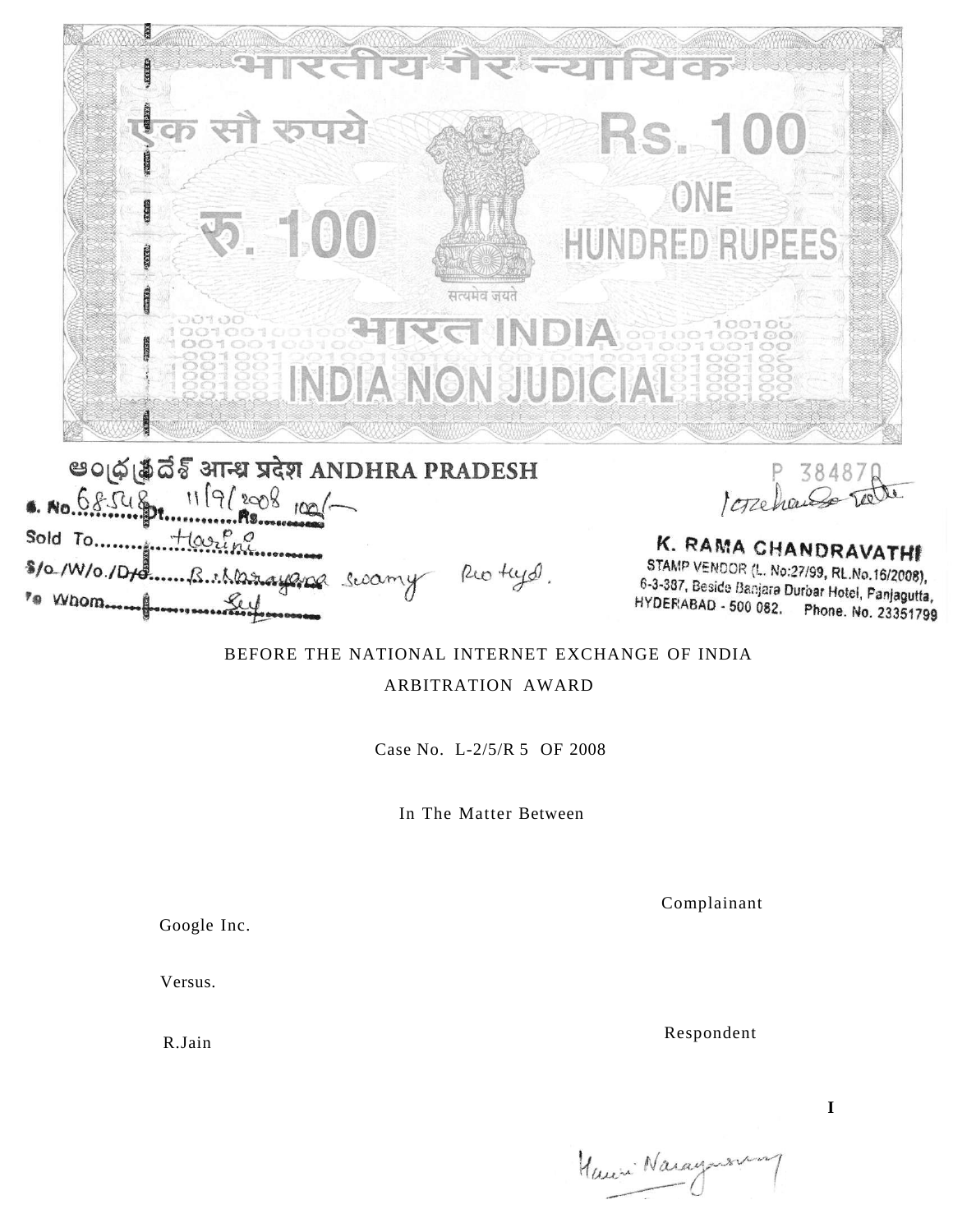भारतीय गैर न्यायिक

एक सौ रुपये

Rs. 100

रु. 100

ONE HUNDRED RUPEES

सत्यमेव जयते

भारत INDIA

INDIA NON JUDICIAL

ఆంధ్ర ప్రదేశ్ आन्ध्र प्रदेश ANDHRA PRADESH

P 384870

S. No. 68548 Dt. 11/9/2008 Rs. 100/-

Sold To Harini

S/o./W/o./D/o. B. Narayana Swamy R/o Hyd.

To Whom Self

K. RAMA CHANDRAVATHI
STAMP VENDOR (L. No:27/99, RL.No.16/2008),
6-3-387, Beside Banjara Durbar Hotel, Panjagutta,
HYDERABAD - 500 082. Phone. No. 23351799

BEFORE THE NATIONAL INTERNET EXCHANGE OF INDIA

ARBITRATION AWARD

Case No. L-2/5/R 5 OF 2008

In The Matter Between

Google Inc. — Complainant

Versus.

R.Jain — Respondent

Harini Narayanswamy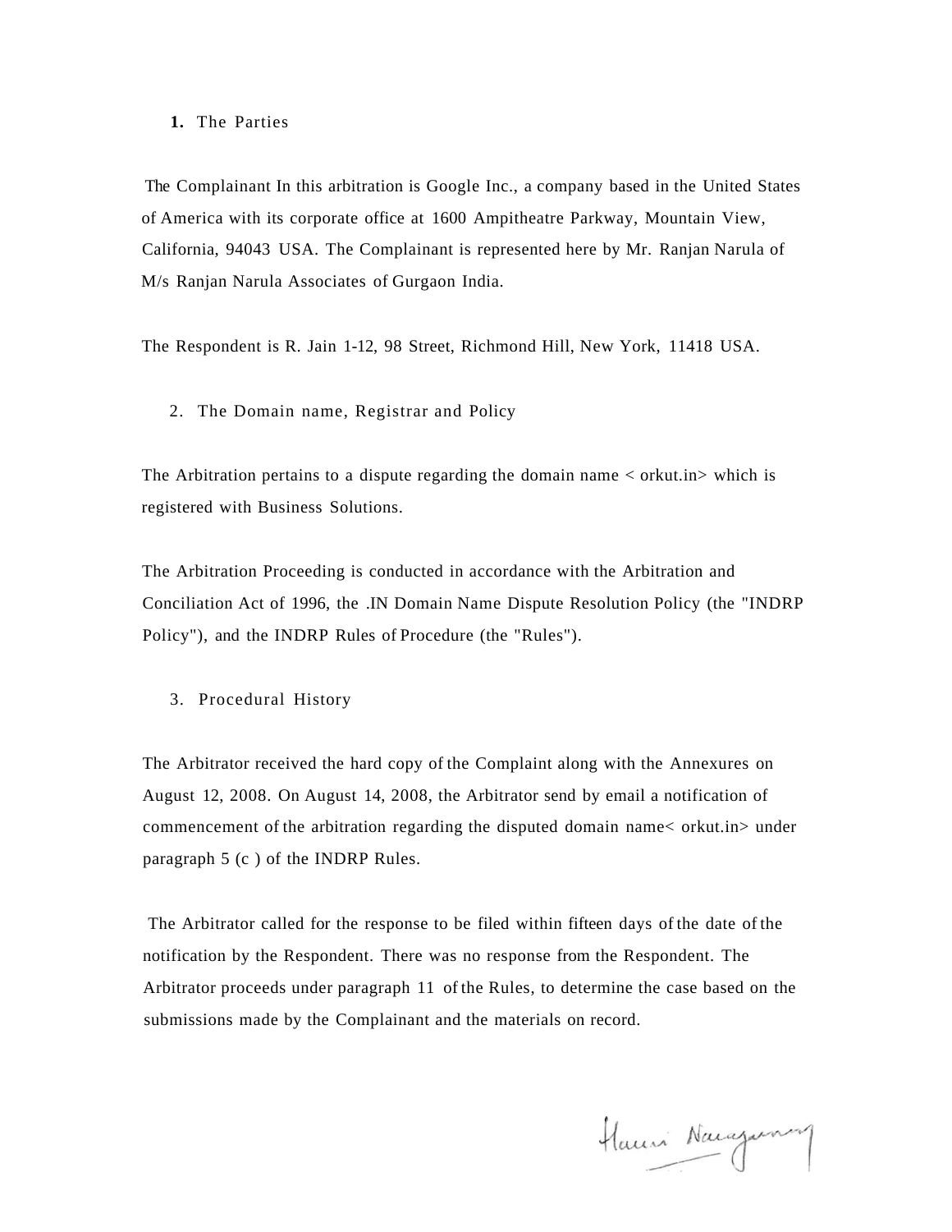**1.** The Parties

The Complainant In this arbitration is Google Inc., a company based in the United States of America with its corporate office at 1600 Ampitheatre Parkway, Mountain View, California, 94043 USA. The Complainant is represented here by Mr. Ranjan Narula of M/s Ranjan Narula Associates of Gurgaon India.

The Respondent is R. Jain 1-12, 98 Street, Richmond Hill, New York, 11418 USA.

2. The Domain name, Registrar and Policy

The Arbitration pertains to a dispute regarding the domain name < orkut.in> which is registered with Business Solutions.

The Arbitration Proceeding is conducted in accordance with the Arbitration and Conciliation Act of 1996, the .IN Domain Name Dispute Resolution Policy (the "INDRP Policy"), and the INDRP Rules of Procedure (the "Rules").

3. Procedural History

The Arbitrator received the hard copy of the Complaint along with the Annexures on August 12, 2008. On August 14, 2008, the Arbitrator send by email a notification of commencement of the arbitration regarding the disputed domain name< orkut.in> under paragraph 5 (c ) of the INDRP Rules.

The Arbitrator called for the response to be filed within fifteen days of the date of the notification by the Respondent. There was no response from the Respondent. The Arbitrator proceeds under paragraph 11 of the Rules, to determine the case based on the submissions made by the Complainant and the materials on record.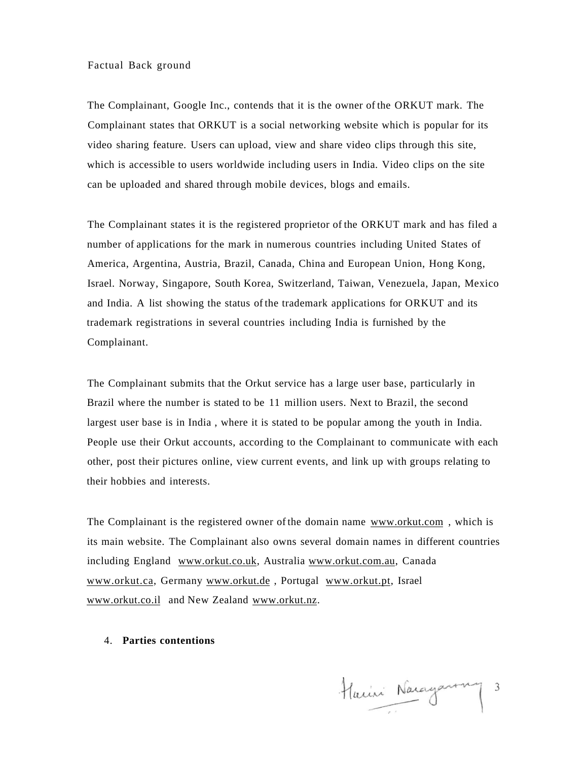Factual Back ground

The Complainant, Google Inc., contends that it is the owner of the ORKUT mark. The Complainant states that ORKUT is a social networking website which is popular for its video sharing feature. Users can upload, view and share video clips through this site, which is accessible to users worldwide including users in India. Video clips on the site can be uploaded and shared through mobile devices, blogs and emails.

The Complainant states it is the registered proprietor of the ORKUT mark and has filed a number of applications for the mark in numerous countries including United States of America, Argentina, Austria, Brazil, Canada, China and European Union, Hong Kong, Israel. Norway, Singapore, South Korea, Switzerland, Taiwan, Venezuela, Japan, Mexico and India. A list showing the status of the trademark applications for ORKUT and its trademark registrations in several countries including India is furnished by the Complainant.

The Complainant submits that the Orkut service has a large user base, particularly in Brazil where the number is stated to be 11 million users. Next to Brazil, the second largest user base is in India , where it is stated to be popular among the youth in India. People use their Orkut accounts, according to the Complainant to communicate with each other, post their pictures online, view current events, and link up with groups relating to their hobbies and interests.

The Complainant is the registered owner of the domain name www.orkut.com , which is its main website. The Complainant also owns several domain names in different countries including England www.orkut.co.uk, Australia www.orkut.com.au, Canada www.orkut.ca, Germany www.orkut.de , Portugal www.orkut.pt, Israel www.orkut.co.il and New Zealand www.orkut.nz.

4. **Parties contentions**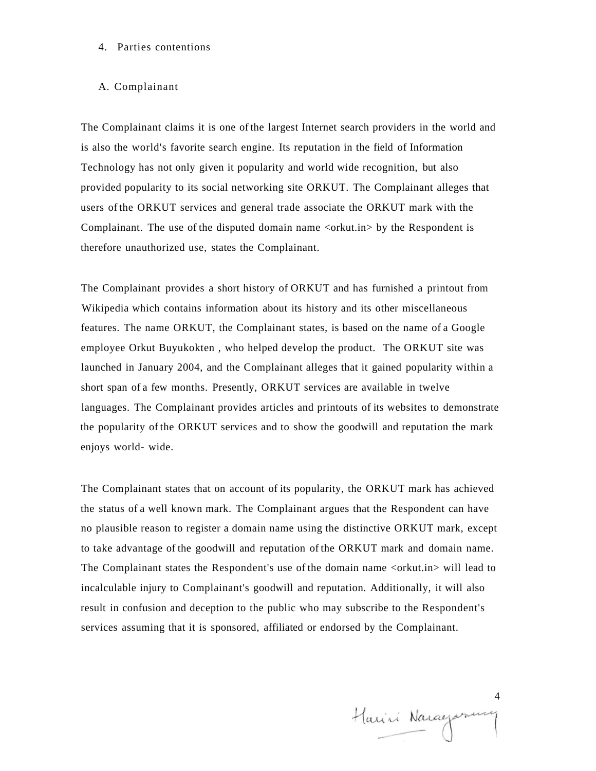4. Parties contentions

A. Complainant

The Complainant claims it is one of the largest Internet search providers in the world and is also the world's favorite search engine. Its reputation in the field of Information Technology has not only given it popularity and world wide recognition, but also provided popularity to its social networking site ORKUT. The Complainant alleges that users of the ORKUT services and general trade associate the ORKUT mark with the Complainant. The use of the disputed domain name <orkut.in> by the Respondent is therefore unauthorized use, states the Complainant.

The Complainant provides a short history of ORKUT and has furnished a printout from Wikipedia which contains information about its history and its other miscellaneous features. The name ORKUT, the Complainant states, is based on the name of a Google employee Orkut Buyukokten , who helped develop the product. The ORKUT site was launched in January 2004, and the Complainant alleges that it gained popularity within a short span of a few months. Presently, ORKUT services are available in twelve languages. The Complainant provides articles and printouts of its websites to demonstrate the popularity of the ORKUT services and to show the goodwill and reputation the mark enjoys world- wide.

The Complainant states that on account of its popularity, the ORKUT mark has achieved the status of a well known mark. The Complainant argues that the Respondent can have no plausible reason to register a domain name using the distinctive ORKUT mark, except to take advantage of the goodwill and reputation of the ORKUT mark and domain name. The Complainant states the Respondent's use of the domain name <orkut.in> will lead to incalculable injury to Complainant's goodwill and reputation. Additionally, it will also result in confusion and deception to the public who may subscribe to the Respondent's services assuming that it is sponsored, affiliated or endorsed by the Complainant.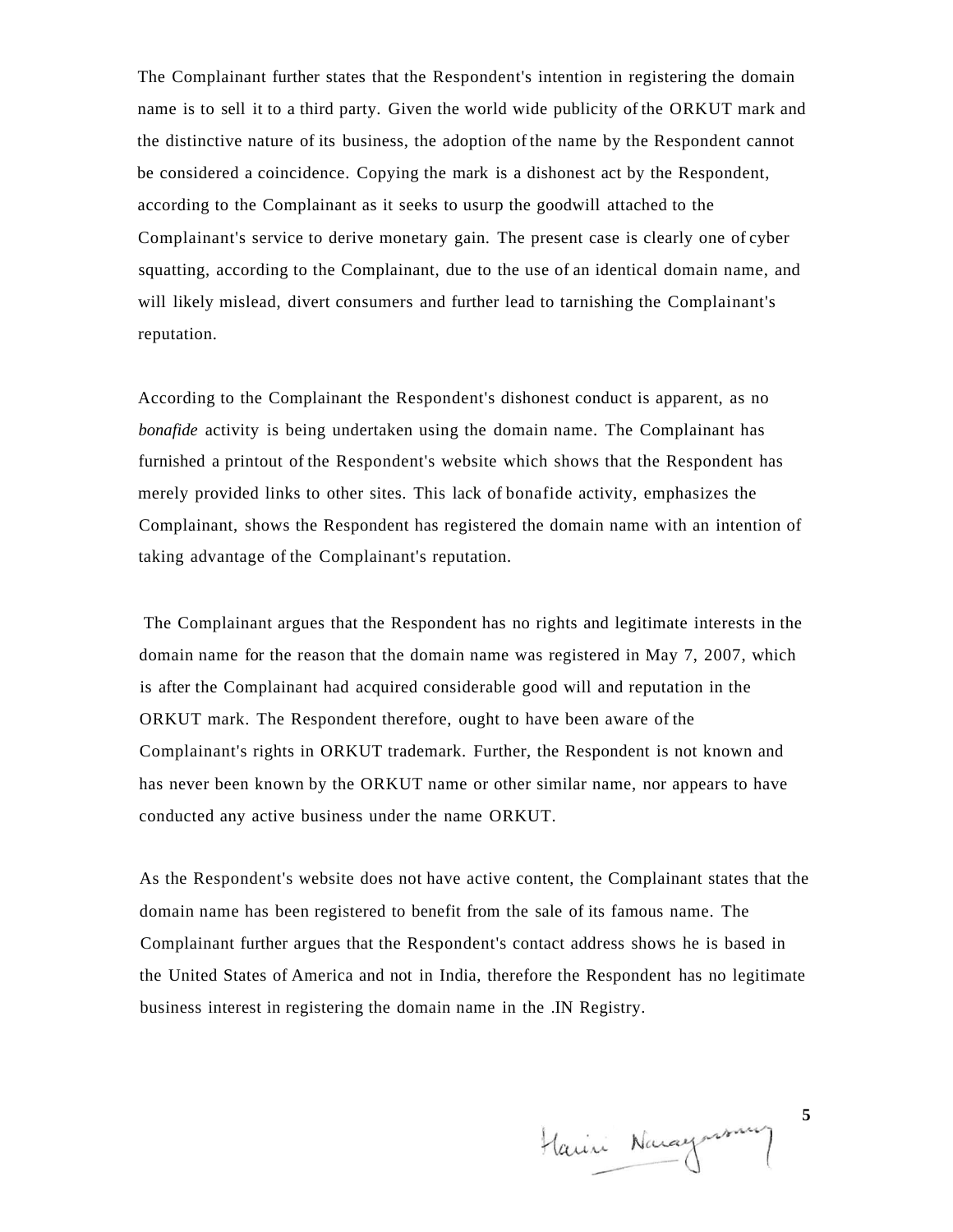The Complainant further states that the Respondent's intention in registering the domain name is to sell it to a third party. Given the world wide publicity of the ORKUT mark and the distinctive nature of its business, the adoption of the name by the Respondent cannot be considered a coincidence. Copying the mark is a dishonest act by the Respondent, according to the Complainant as it seeks to usurp the goodwill attached to the Complainant's service to derive monetary gain. The present case is clearly one of cyber squatting, according to the Complainant, due to the use of an identical domain name, and will likely mislead, divert consumers and further lead to tarnishing the Complainant's reputation.

According to the Complainant the Respondent's dishonest conduct is apparent, as no *bonafide* activity is being undertaken using the domain name. The Complainant has furnished a printout of the Respondent's website which shows that the Respondent has merely provided links to other sites. This lack of bonafide activity, emphasizes the Complainant, shows the Respondent has registered the domain name with an intention of taking advantage of the Complainant's reputation.

The Complainant argues that the Respondent has no rights and legitimate interests in the domain name for the reason that the domain name was registered in May 7, 2007, which is after the Complainant had acquired considerable good will and reputation in the ORKUT mark. The Respondent therefore, ought to have been aware of the Complainant's rights in ORKUT trademark. Further, the Respondent is not known and has never been known by the ORKUT name or other similar name, nor appears to have conducted any active business under the name ORKUT.

As the Respondent's website does not have active content, the Complainant states that the domain name has been registered to benefit from the sale of its famous name. The Complainant further argues that the Respondent's contact address shows he is based in the United States of America and not in India, therefore the Respondent has no legitimate business interest in registering the domain name in the .IN Registry.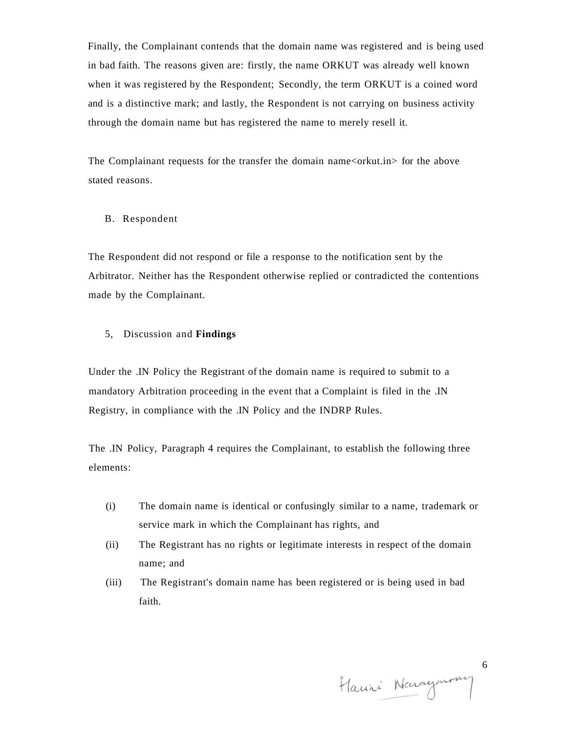Finally, the Complainant contends that the domain name was registered and is being used in bad faith. The reasons given are: firstly, the name ORKUT was already well known when it was registered by the Respondent; Secondly, the term ORKUT is a coined word and is a distinctive mark; and lastly, the Respondent is not carrying on business activity through the domain name but has registered the name to merely resell it.

The Complainant requests for the transfer the domain name<orkut.in> for the above stated reasons.

B. Respondent

The Respondent did not respond or file a response to the notification sent by the Arbitrator. Neither has the Respondent otherwise replied or contradicted the contentions made by the Complainant.

5, Discussion and **Findings**

Under the .IN Policy the Registrant of the domain name is required to submit to a mandatory Arbitration proceeding in the event that a Complaint is filed in the .IN Registry, in compliance with the .IN Policy and the INDRP Rules.

The .IN Policy, Paragraph 4 requires the Complainant, to establish the following three elements:

(i) The domain name is identical or confusingly similar to a name, trademark or service mark in which the Complainant has rights, and

(ii) The Registrant has no rights or legitimate interests in respect of the domain name; and

(iii) The Registrant's domain name has been registered or is being used in bad faith.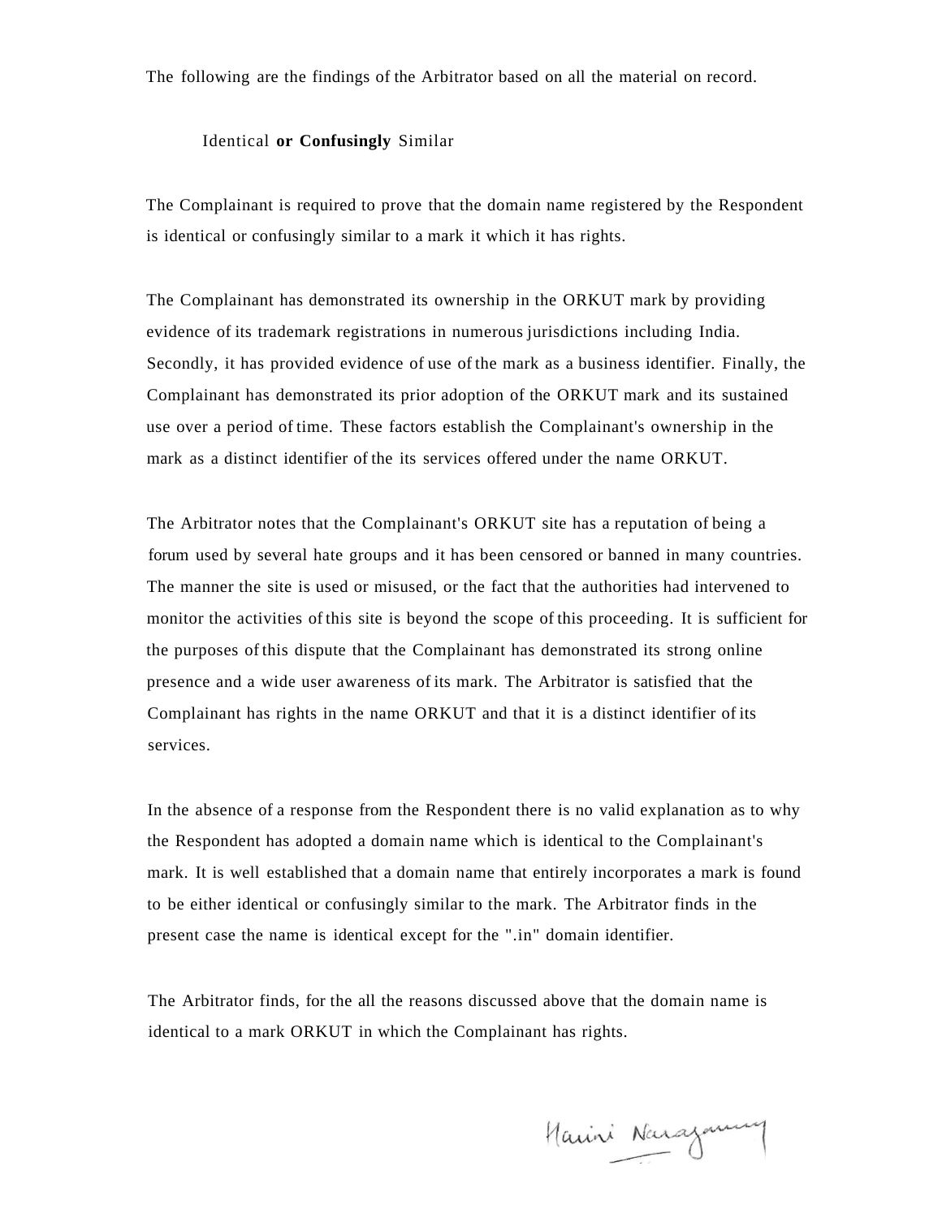The following are the findings of the Arbitrator based on all the material on record.

### Identical **or Confusingly** Similar

The Complainant is required to prove that the domain name registered by the Respondent is identical or confusingly similar to a mark it which it has rights.

The Complainant has demonstrated its ownership in the ORKUT mark by providing evidence of its trademark registrations in numerous jurisdictions including India. Secondly, it has provided evidence of use of the mark as a business identifier. Finally, the Complainant has demonstrated its prior adoption of the ORKUT mark and its sustained use over a period of time. These factors establish the Complainant's ownership in the mark as a distinct identifier of the its services offered under the name ORKUT.

The Arbitrator notes that the Complainant's ORKUT site has a reputation of being a forum used by several hate groups and it has been censored or banned in many countries. The manner the site is used or misused, or the fact that the authorities had intervened to monitor the activities of this site is beyond the scope of this proceeding. It is sufficient for the purposes of this dispute that the Complainant has demonstrated its strong online presence and a wide user awareness of its mark. The Arbitrator is satisfied that the Complainant has rights in the name ORKUT and that it is a distinct identifier of its services.

In the absence of a response from the Respondent there is no valid explanation as to why the Respondent has adopted a domain name which is identical to the Complainant's mark. It is well established that a domain name that entirely incorporates a mark is found to be either identical or confusingly similar to the mark. The Arbitrator finds in the present case the name is identical except for the ".in" domain identifier.

The Arbitrator finds, for the all the reasons discussed above that the domain name is identical to a mark ORKUT in which the Complainant has rights.

Harini Narayanswamy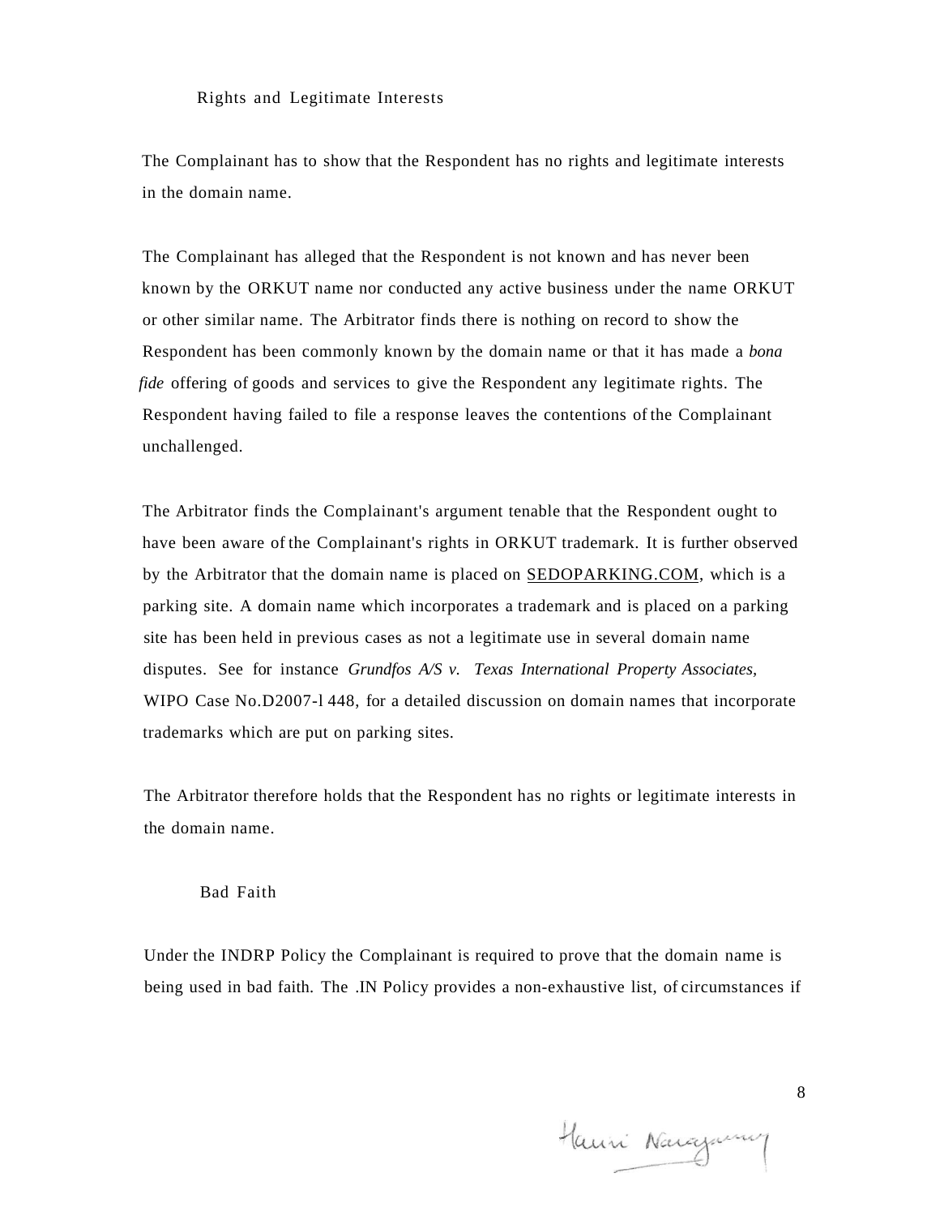## Rights and Legitimate Interests

The Complainant has to show that the Respondent has no rights and legitimate interests in the domain name.

The Complainant has alleged that the Respondent is not known and has never been known by the ORKUT name nor conducted any active business under the name ORKUT or other similar name. The Arbitrator finds there is nothing on record to show the Respondent has been commonly known by the domain name or that it has made a *bona fide* offering of goods and services to give the Respondent any legitimate rights. The Respondent having failed to file a response leaves the contentions of the Complainant unchallenged.

The Arbitrator finds the Complainant's argument tenable that the Respondent ought to have been aware of the Complainant's rights in ORKUT trademark. It is further observed by the Arbitrator that the domain name is placed on SEDOPARKING.COM, which is a parking site. A domain name which incorporates a trademark and is placed on a parking site has been held in previous cases as not a legitimate use in several domain name disputes. See for instance *Grundfos A/S v. Texas International Property Associates,* WIPO Case No.D2007-l 448, for a detailed discussion on domain names that incorporate trademarks which are put on parking sites.

The Arbitrator therefore holds that the Respondent has no rights or legitimate interests in the domain name.

## Bad Faith

Under the INDRP Policy the Complainant is required to prove that the domain name is being used in bad faith. The .IN Policy provides a non-exhaustive list, of circumstances if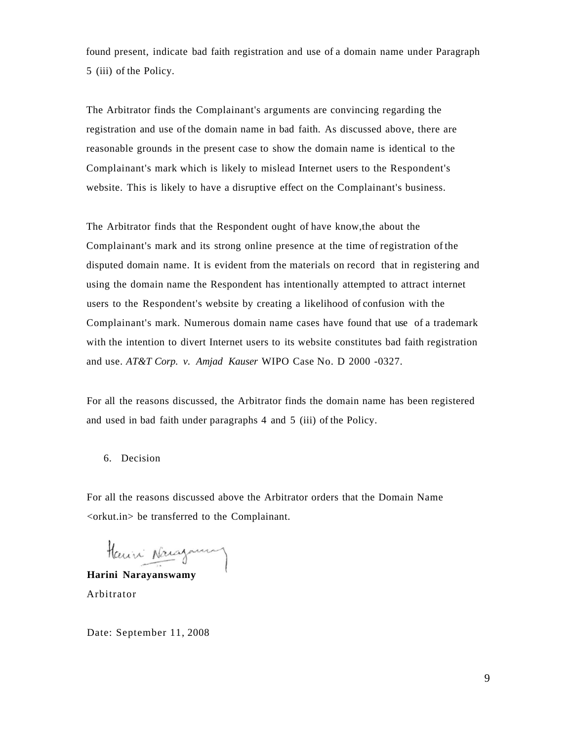found present, indicate bad faith registration and use of a domain name under Paragraph 5 (iii) of the Policy.

The Arbitrator finds the Complainant's arguments are convincing regarding the registration and use of the domain name in bad faith. As discussed above, there are reasonable grounds in the present case to show the domain name is identical to the Complainant's mark which is likely to mislead Internet users to the Respondent's website. This is likely to have a disruptive effect on the Complainant's business.

The Arbitrator finds that the Respondent ought of have know,the about the Complainant's mark and its strong online presence at the time of registration of the disputed domain name. It is evident from the materials on record that in registering and using the domain name the Respondent has intentionally attempted to attract internet users to the Respondent's website by creating a likelihood of confusion with the Complainant's mark. Numerous domain name cases have found that use of a trademark with the intention to divert Internet users to its website constitutes bad faith registration and use. *AT&T Corp. v. Amjad Kauser* WIPO Case No. D 2000 -0327.

For all the reasons discussed, the Arbitrator finds the domain name has been registered and used in bad faith under paragraphs 4 and 5 (iii) of the Policy.

6. Decision

For all the reasons discussed above the Arbitrator orders that the Domain Name <orkut.in> be transferred to the Complainant.

**Harini Narayanswamy**
Arbitrator

Date: September 11, 2008